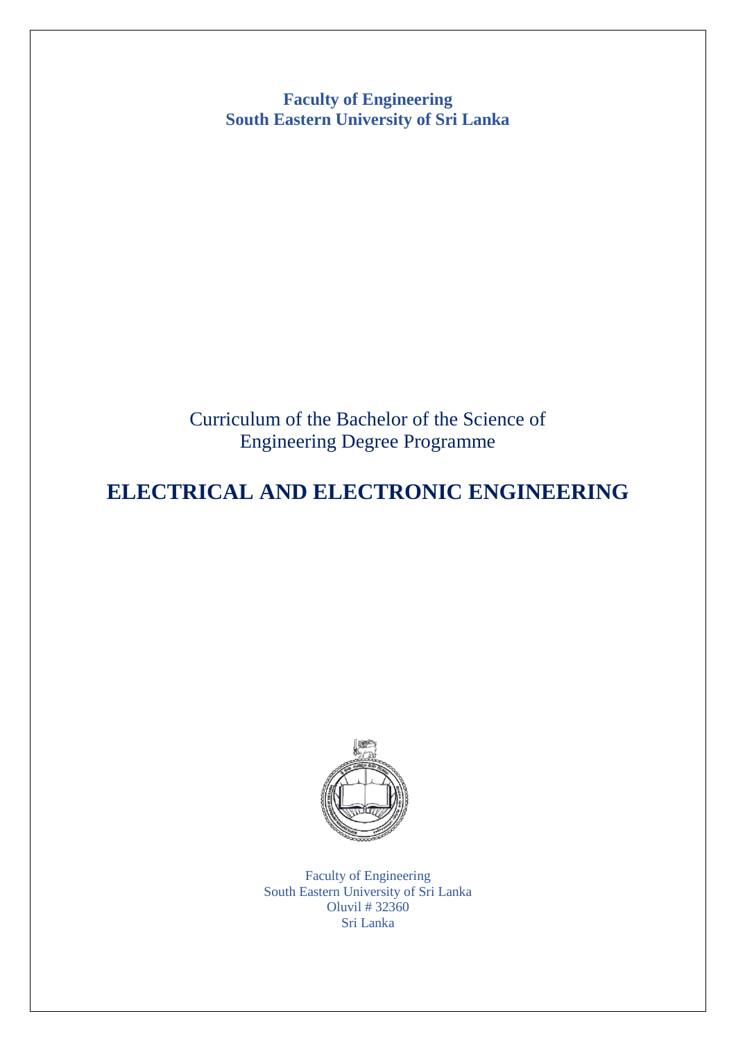**Faculty of Engineering**
**South Eastern University of Sri Lanka**

Curriculum of the Bachelor of the Science of Engineering Degree Programme

# ELECTRICAL AND ELECTRONIC ENGINEERING

Faculty of Engineering
South Eastern University of Sri Lanka
Oluvil # 32360
Sri Lanka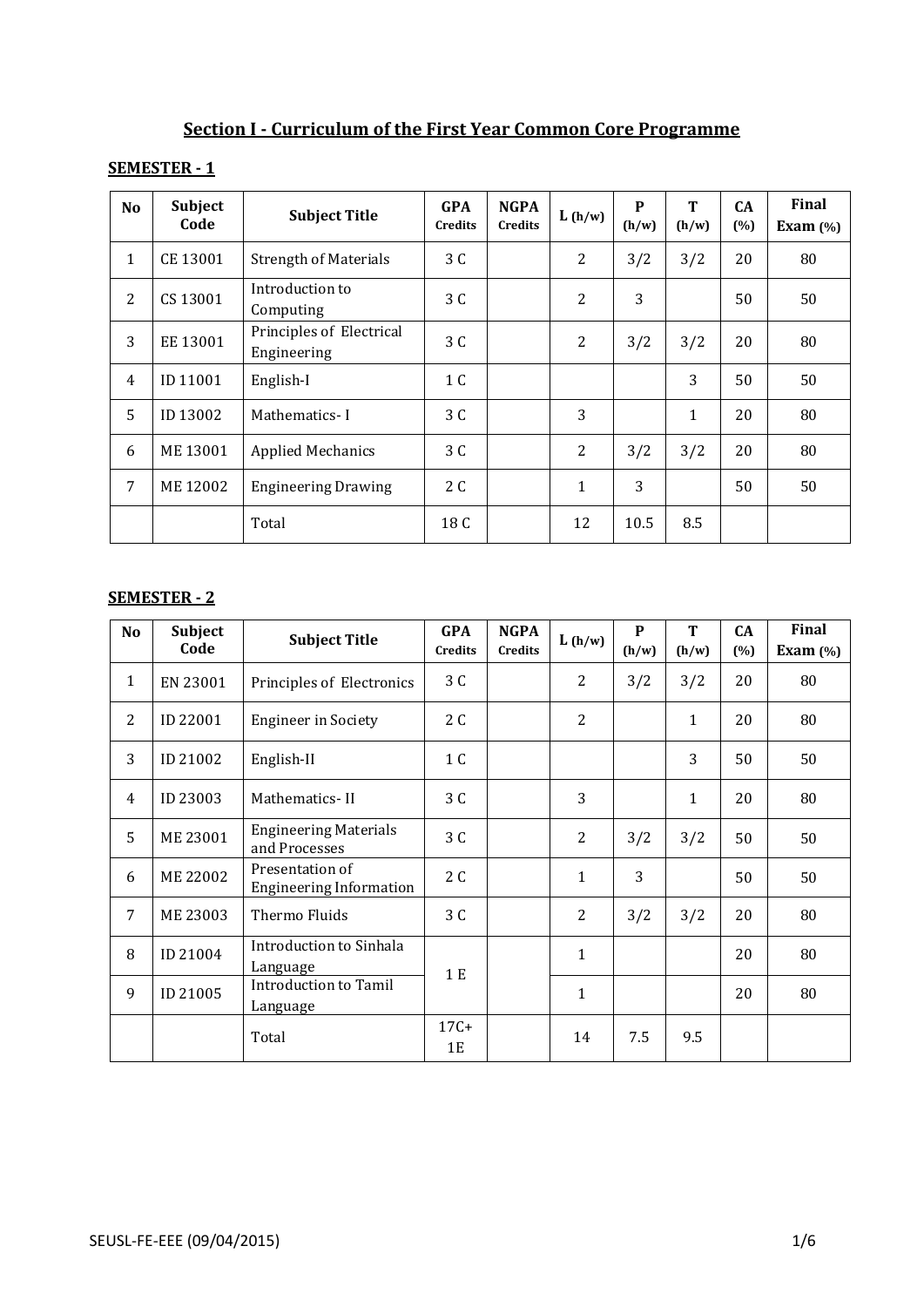## Section I - Curriculum of the First Year Common Core Programme

### SEMESTER - 1

| No | Subject Code | Subject Title | GPA Credits | NGPA Credits | L (h/w) | P (h/w) | T (h/w) | CA (%) | Final Exam (%) |
|---|---|---|---|---|---|---|---|---|---|
| 1 | CE 13001 | Strength of Materials | 3 C | | 2 | 3/2 | 3/2 | 20 | 80 |
| 2 | CS 13001 | Introduction to Computing | 3 C | | 2 | 3 | | 50 | 50 |
| 3 | EE 13001 | Principles of Electrical Engineering | 3 C | | 2 | 3/2 | 3/2 | 20 | 80 |
| 4 | ID 11001 | English-I | 1 C | | | | 3 | 50 | 50 |
| 5 | ID 13002 | Mathematics- I | 3 C | | 3 | | 1 | 20 | 80 |
| 6 | ME 13001 | Applied Mechanics | 3 C | | 2 | 3/2 | 3/2 | 20 | 80 |
| 7 | ME 12002 | Engineering Drawing | 2 C | | 1 | 3 | | 50 | 50 |
| | | Total | 18 C | | 12 | 10.5 | 8.5 | | |

### SEMESTER - 2

| No | Subject Code | Subject Title | GPA Credits | NGPA Credits | L (h/w) | P (h/w) | T (h/w) | CA (%) | Final Exam (%) |
|---|---|---|---|---|---|---|---|---|---|
| 1 | EN 23001 | Principles of Electronics | 3 C | | 2 | 3/2 | 3/2 | 20 | 80 |
| 2 | ID 22001 | Engineer in Society | 2 C | | 2 | | 1 | 20 | 80 |
| 3 | ID 21002 | English-II | 1 C | | | | 3 | 50 | 50 |
| 4 | ID 23003 | Mathematics- II | 3 C | | 3 | | 1 | 20 | 80 |
| 5 | ME 23001 | Engineering Materials and Processes | 3 C | | 2 | 3/2 | 3/2 | 50 | 50 |
| 6 | ME 22002 | Presentation of Engineering Information | 2 C | | 1 | 3 | | 50 | 50 |
| 7 | ME 23003 | Thermo Fluids | 3 C | | 2 | 3/2 | 3/2 | 20 | 80 |
| 8 | ID 21004 | Introduction to Sinhala Language | 1 E | | 1 | | | 20 | 80 |
| 9 | ID 21005 | Introduction to Tamil Language | | | 1 | | | 20 | 80 |
| | | Total | 17C+ 1E | | 14 | 7.5 | 9.5 | | |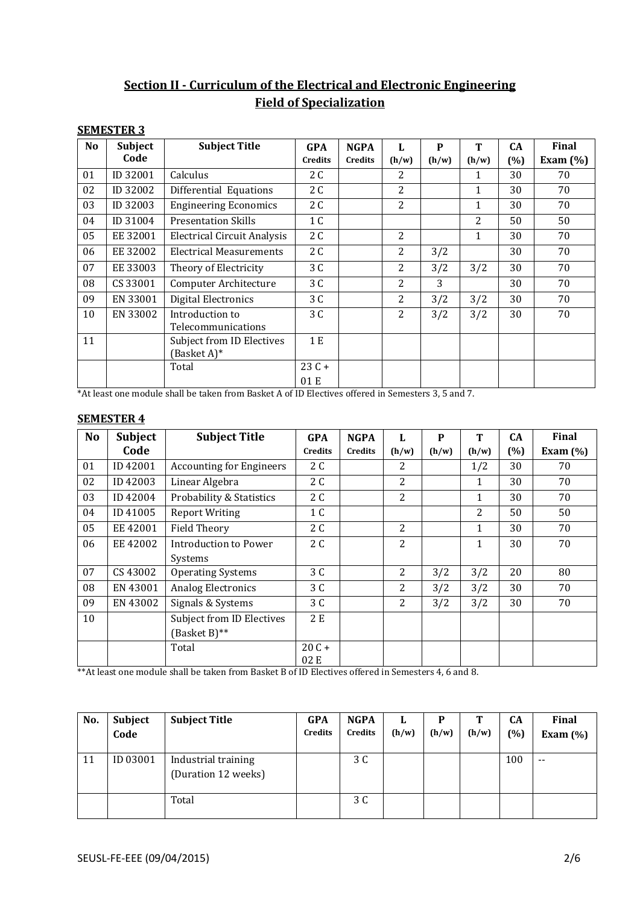## Section II - Curriculum of the Electrical and Electronic Engineering Field of Specialization

### SEMESTER 3

| No | Subject Code | Subject Title | GPA Credits | NGPA Credits | L (h/w) | P (h/w) | T (h/w) | CA (%) | Final Exam (%) |
|---|---|---|---|---|---|---|---|---|---|
| 01 | ID 32001 | Calculus | 2 C | | 2 | | 1 | 30 | 70 |
| 02 | ID 32002 | Differential Equations | 2 C | | 2 | | 1 | 30 | 70 |
| 03 | ID 32003 | Engineering Economics | 2 C | | 2 | | 1 | 30 | 70 |
| 04 | ID 31004 | Presentation Skills | 1 C | | | | 2 | 50 | 50 |
| 05 | EE 32001 | Electrical Circuit Analysis | 2 C | | 2 | | 1 | 30 | 70 |
| 06 | EE 32002 | Electrical Measurements | 2 C | | 2 | 3/2 | | 30 | 70 |
| 07 | EE 33003 | Theory of Electricity | 3 C | | 2 | 3/2 | 3/2 | 30 | 70 |
| 08 | CS 33001 | Computer Architecture | 3 C | | 2 | 3 | | 30 | 70 |
| 09 | EN 33001 | Digital Electronics | 3 C | | 2 | 3/2 | 3/2 | 30 | 70 |
| 10 | EN 33002 | Introduction to Telecommunications | 3 C | | 2 | 3/2 | 3/2 | 30 | 70 |
| 11 | | Subject from ID Electives (Basket A)* | 1 E | | | | | | |
| | | Total | 23 C + 01 E | | | | | | |

*At least one module shall be taken from Basket A of ID Electives offered in Semesters 3, 5 and 7.

### SEMESTER 4

| No | Subject Code | Subject Title | GPA Credits | NGPA Credits | L (h/w) | P (h/w) | T (h/w) | CA (%) | Final Exam (%) |
|---|---|---|---|---|---|---|---|---|---|
| 01 | ID 42001 | Accounting for Engineers | 2 C | | 2 | | 1/2 | 30 | 70 |
| 02 | ID 42003 | Linear Algebra | 2 C | | 2 | | 1 | 30 | 70 |
| 03 | ID 42004 | Probability & Statistics | 2 C | | 2 | | 1 | 30 | 70 |
| 04 | ID 41005 | Report Writing | 1 C | | | | 2 | 50 | 50 |
| 05 | EE 42001 | Field Theory | 2 C | | 2 | | 1 | 30 | 70 |
| 06 | EE 42002 | Introduction to Power Systems | 2 C | | 2 | | 1 | 30 | 70 |
| 07 | CS 43002 | Operating Systems | 3 C | | 2 | 3/2 | 3/2 | 20 | 80 |
| 08 | EN 43001 | Analog Electronics | 3 C | | 2 | 3/2 | 3/2 | 30 | 70 |
| 09 | EN 43002 | Signals & Systems | 3 C | | 2 | 3/2 | 3/2 | 30 | 70 |
| 10 | | Subject from ID Electives (Basket B)** | 2 E | | | | | | |
| | | Total | 20 C + 02 E | | | | | | |

**At least one module shall be taken from Basket B of ID Electives offered in Semesters 4, 6 and 8.

| No. | Subject Code | Subject Title | GPA Credits | NGPA Credits | L (h/w) | P (h/w) | T (h/w) | CA (%) | Final Exam (%) |
|---|---|---|---|---|---|---|---|---|---|
| 11 | ID 03001 | Industrial training (Duration 12 weeks) | | 3 C | | | | 100 | -- |
| | | Total | | 3 C | | | | | |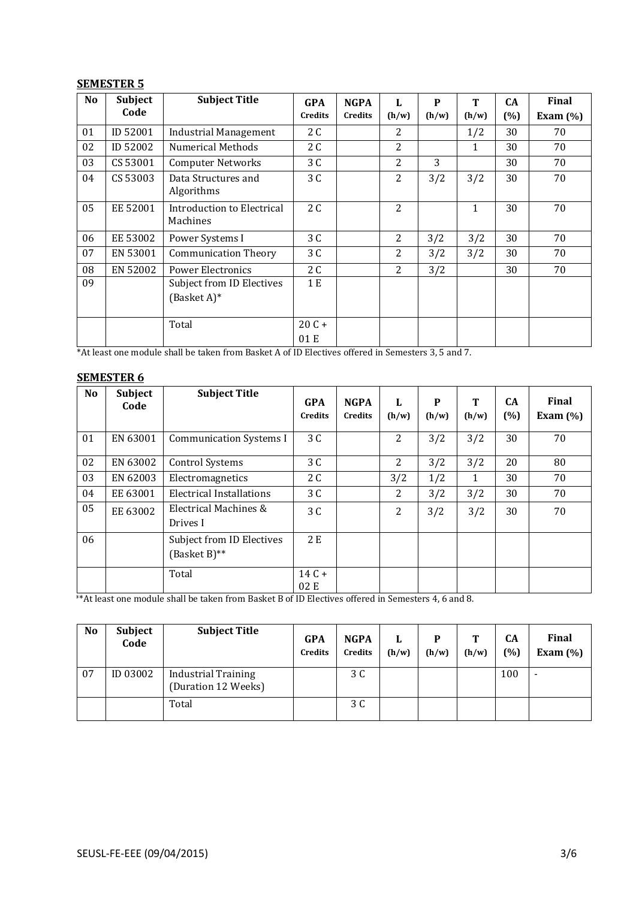## SEMESTER 5

| No | Subject Code | Subject Title | GPA Credits | NGPA Credits | L (h/w) | P (h/w) | T (h/w) | CA (%) | Final Exam (%) |
|---|---|---|---|---|---|---|---|---|---|
| 01 | ID 52001 | Industrial Management | 2 C | | 2 | | 1/2 | 30 | 70 |
| 02 | ID 52002 | Numerical Methods | 2 C | | 2 | | 1 | 30 | 70 |
| 03 | CS 53001 | Computer Networks | 3 C | | 2 | 3 | | 30 | 70 |
| 04 | CS 53003 | Data Structures and Algorithms | 3 C | | 2 | 3/2 | 3/2 | 30 | 70 |
| 05 | EE 52001 | Introduction to Electrical Machines | 2 C | | 2 | | 1 | 30 | 70 |
| 06 | EE 53002 | Power Systems I | 3 C | | 2 | 3/2 | 3/2 | 30 | 70 |
| 07 | EN 53001 | Communication Theory | 3 C | | 2 | 3/2 | 3/2 | 30 | 70 |
| 08 | EN 52002 | Power Electronics | 2 C | | 2 | 3/2 | | 30 | 70 |
| 09 | | Subject from ID Electives (Basket A)* | 1 E | | | | | | |
| | | Total | 20 C + 01 E | | | | | | |

*At least one module shall be taken from Basket A of ID Electives offered in Semesters 3, 5 and 7.

## SEMESTER 6

| No | Subject Code | Subject Title | GPA Credits | NGPA Credits | L (h/w) | P (h/w) | T (h/w) | CA (%) | Final Exam (%) |
|---|---|---|---|---|---|---|---|---|---|
| 01 | EN 63001 | Communication Systems I | 3 C | | 2 | 3/2 | 3/2 | 30 | 70 |
| 02 | EN 63002 | Control Systems | 3 C | | 2 | 3/2 | 3/2 | 20 | 80 |
| 03 | EN 62003 | Electromagnetics | 2 C | | 3/2 | 1/2 | 1 | 30 | 70 |
| 04 | EE 63001 | Electrical Installations | 3 C | | 2 | 3/2 | 3/2 | 30 | 70 |
| 05 | EE 63002 | Electrical Machines & Drives I | 3 C | | 2 | 3/2 | 3/2 | 30 | 70 |
| 06 | | Subject from ID Electives (Basket B)** | 2 E | | | | | | |
| | | Total | 14 C + 02 E | | | | | | |

**At least one module shall be taken from Basket B of ID Electives offered in Semesters 4, 6 and 8.

| No | Subject Code | Subject Title | GPA Credits | NGPA Credits | L (h/w) | P (h/w) | T (h/w) | CA (%) | Final Exam (%) |
|---|---|---|---|---|---|---|---|---|---|
| 07 | ID 03002 | Industrial Training (Duration 12 Weeks) | | 3 C | | | | 100 | - |
| | | Total | | 3 C | | | | | |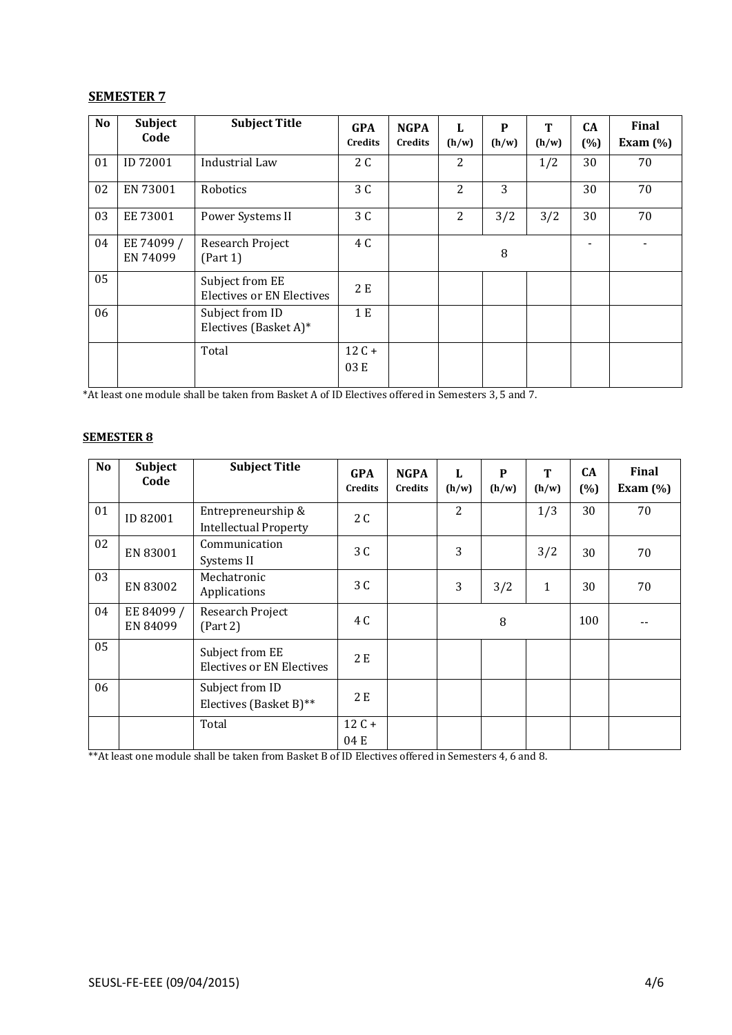## SEMESTER 7

| No | Subject Code | Subject Title | GPA Credits | NGPA Credits | L (h/w) | P (h/w) | T (h/w) | CA (%) | Final Exam (%) |
|---|---|---|---|---|---|---|---|---|---|
| 01 | ID 72001 | Industrial Law | 2 C | | 2 | | 1/2 | 30 | 70 |
| 02 | EN 73001 | Robotics | 3 C | | 2 | 3 | | 30 | 70 |
| 03 | EE 73001 | Power Systems II | 3 C | | 2 | 3/2 | 3/2 | 30 | 70 |
| 04 | EE 74099 / EN 74099 | Research Project (Part 1) | 4 C | | | 8 | | - | - |
| 05 | | Subject from EE Electives or EN Electives | 2 E | | | | | | |
| 06 | | Subject from ID Electives (Basket A)* | 1 E | | | | | | |
| | | Total | 12 C + 03 E | | | | | | |

*At least one module shall be taken from Basket A of ID Electives offered in Semesters 3, 5 and 7.

## SEMESTER 8

| No | Subject Code | Subject Title | GPA Credits | NGPA Credits | L (h/w) | P (h/w) | T (h/w) | CA (%) | Final Exam (%) |
|---|---|---|---|---|---|---|---|---|---|
| 01 | ID 82001 | Entrepreneurship & Intellectual Property | 2 C | | 2 | | 1/3 | 30 | 70 |
| 02 | EN 83001 | Communication Systems II | 3 C | | 3 | | 3/2 | 30 | 70 |
| 03 | EN 83002 | Mechatronic Applications | 3 C | | 3 | 3/2 | 1 | 30 | 70 |
| 04 | EE 84099 / EN 84099 | Research Project (Part 2) | 4 C | | | 8 | | 100 | -- |
| 05 | | Subject from EE Electives or EN Electives | 2 E | | | | | | |
| 06 | | Subject from ID Electives (Basket B)** | 2 E | | | | | | |
| | | Total | 12 C + 04 E | | | | | | |

**At least one module shall be taken from Basket B of ID Electives offered in Semesters 4, 6 and 8.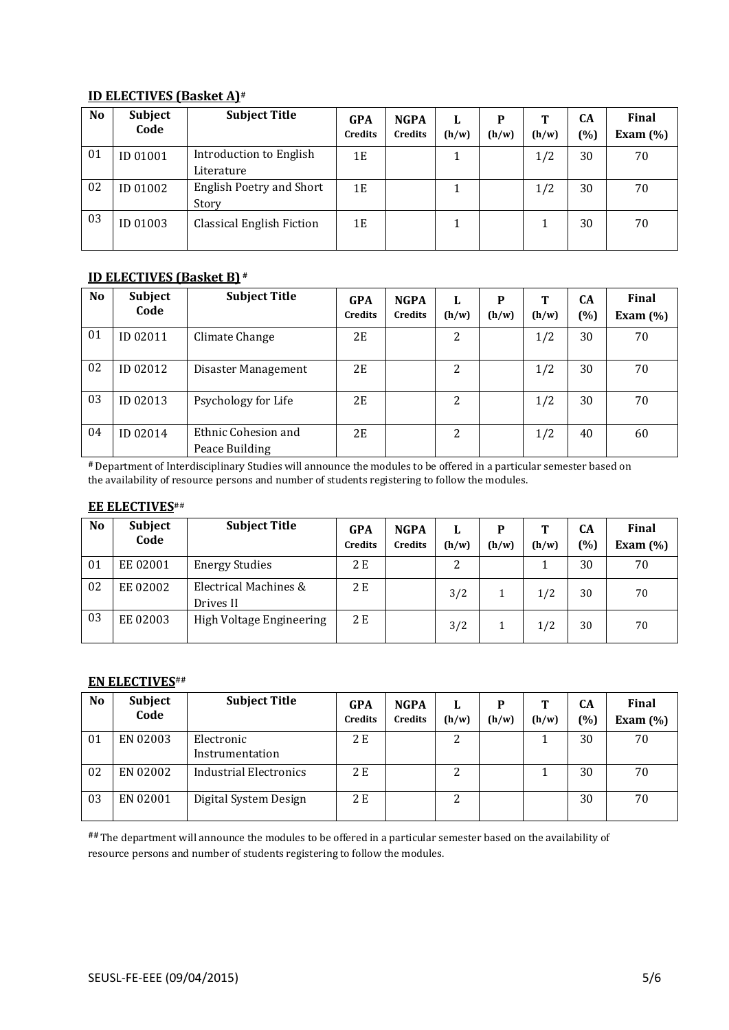## ID ELECTIVES (Basket A)#

| No | Subject Code | Subject Title | GPA Credits | NGPA Credits | L (h/w) | P (h/w) | T (h/w) | CA (%) | Final Exam (%) |
|---|---|---|---|---|---|---|---|---|---|
| 01 | ID 01001 | Introduction to English Literature | 1E | | 1 | | 1/2 | 30 | 70 |
| 02 | ID 01002 | English Poetry and Short Story | 1E | | 1 | | 1/2 | 30 | 70 |
| 03 | ID 01003 | Classical English Fiction | 1E | | 1 | | 1 | 30 | 70 |

## ID ELECTIVES (Basket B) #

| No | Subject Code | Subject Title | GPA Credits | NGPA Credits | L (h/w) | P (h/w) | T (h/w) | CA (%) | Final Exam (%) |
|---|---|---|---|---|---|---|---|---|---|
| 01 | ID 02011 | Climate Change | 2E | | 2 | | 1/2 | 30 | 70 |
| 02 | ID 02012 | Disaster Management | 2E | | 2 | | 1/2 | 30 | 70 |
| 03 | ID 02013 | Psychology for Life | 2E | | 2 | | 1/2 | 30 | 70 |
| 04 | ID 02014 | Ethnic Cohesion and Peace Building | 2E | | 2 | | 1/2 | 40 | 60 |

# Department of Interdisciplinary Studies will announce the modules to be offered in a particular semester based on the availability of resource persons and number of students registering to follow the modules.

## EE ELECTIVES##

| No | Subject Code | Subject Title | GPA Credits | NGPA Credits | L (h/w) | P (h/w) | T (h/w) | CA (%) | Final Exam (%) |
|---|---|---|---|---|---|---|---|---|---|
| 01 | EE 02001 | Energy Studies | 2 E | | 2 | | 1 | 30 | 70 |
| 02 | EE 02002 | Electrical Machines & Drives II | 2 E | | 3/2 | 1 | 1/2 | 30 | 70 |
| 03 | EE 02003 | High Voltage Engineering | 2 E | | 3/2 | 1 | 1/2 | 30 | 70 |

## EN ELECTIVES##

| No | Subject Code | Subject Title | GPA Credits | NGPA Credits | L (h/w) | P (h/w) | T (h/w) | CA (%) | Final Exam (%) |
|---|---|---|---|---|---|---|---|---|---|
| 01 | EN 02003 | Electronic Instrumentation | 2 E | | 2 | | 1 | 30 | 70 |
| 02 | EN 02002 | Industrial Electronics | 2 E | | 2 | | 1 | 30 | 70 |
| 03 | EN 02001 | Digital System Design | 2 E | | 2 | | | 30 | 70 |

## The department will announce the modules to be offered in a particular semester based on the availability of resource persons and number of students registering to follow the modules.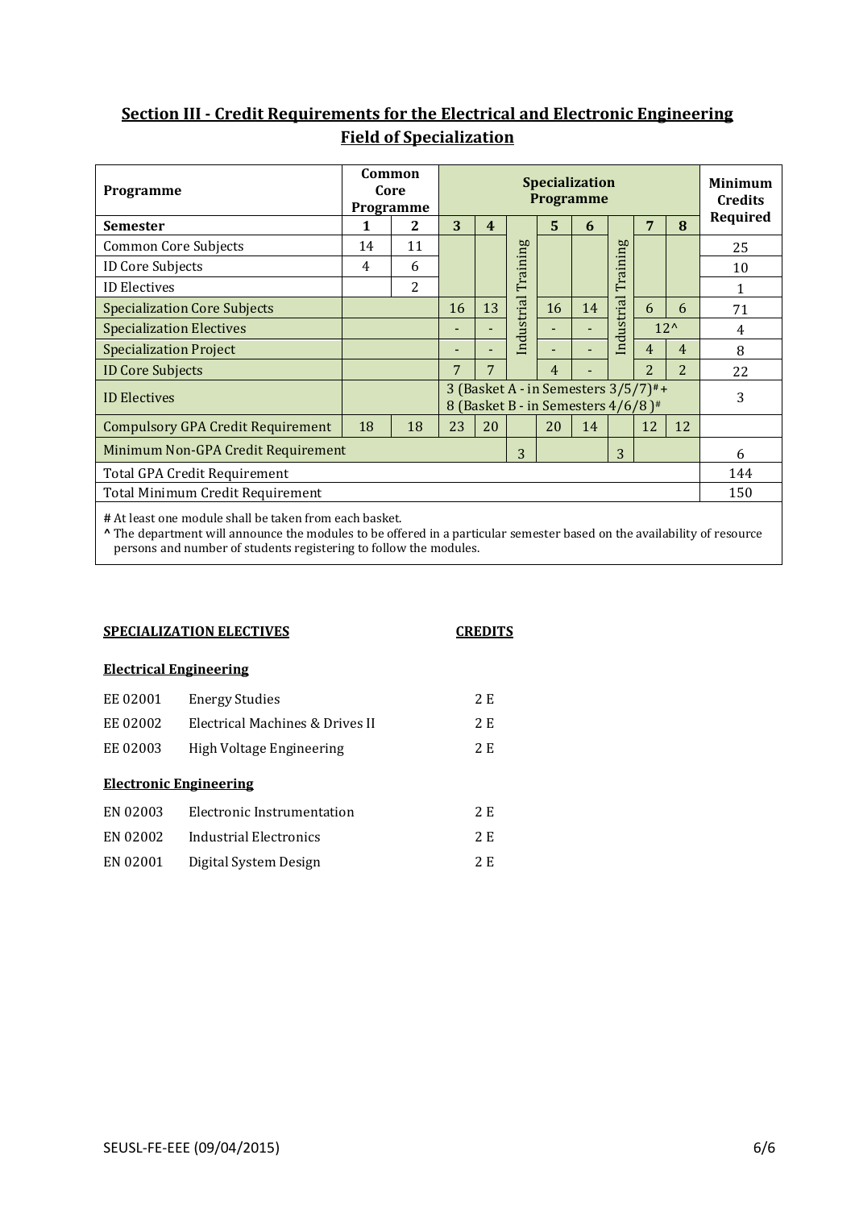## Section III - Credit Requirements for the Electrical and Electronic Engineering Field of Specialization

| Programme | Common Core Programme | | Specialization Programme | | | | | | | | Minimum Credits Required |
|---|---|---|---|---|---|---|---|---|---|---|---|
| **Semester** | **1** | **2** | **3** | **4** | | **5** | **6** | | **7** | **8** | |
| Common Core Subjects | 14 | 11 | | | Industrial Training | | | Industrial Training | | | 25 |
| ID Core Subjects | 4 | 6 | | | | | | | | | 10 |
| ID Electives | | 2 | | | | | | | | | 1 |
| Specialization Core Subjects | | | 16 | 13 | | 16 | 14 | | 6 | 6 | 71 |
| Specialization Electives | | | - | - | | - | - | | 12^ | | 4 |
| Specialization Project | | | - | - | | - | - | | 4 | 4 | 8 |
| ID Core Subjects | | | 7 | 7 | | 4 | - | | 2 | 2 | 22 |
| ID Electives | | | 3 (Basket A - in Semesters 3/5/7)# + 8 (Basket B - in Semesters 4/6/8 )# | | | | | | | | 3 |
| Compulsory GPA Credit Requirement | 18 | 18 | 23 | 20 | | 20 | 14 | | 12 | 12 | |
| Minimum Non-GPA Credit Requirement | | | | | 3 | | | 3 | | | 6 |
| Total GPA Credit Requirement | | | | | | | | | | | 144 |
| Total Minimum Credit Requirement | | | | | | | | | | | 150 |

**#** At least one module shall be taken from each basket.
**^** The department will announce the modules to be offered in a particular semester based on the availability of resource persons and number of students registering to follow the modules.

**SPECIALIZATION ELECTIVES** | **CREDITS**

**Electrical Engineering**

| | | |
|---|---|---|
| EE 02001 | Energy Studies | 2 E |
| EE 02002 | Electrical Machines & Drives II | 2 E |
| EE 02003 | High Voltage Engineering | 2 E |

**Electronic Engineering**

| | | |
|---|---|---|
| EN 02003 | Electronic Instrumentation | 2 E |
| EN 02002 | Industrial Electronics | 2 E |
| EN 02001 | Digital System Design | 2 E |